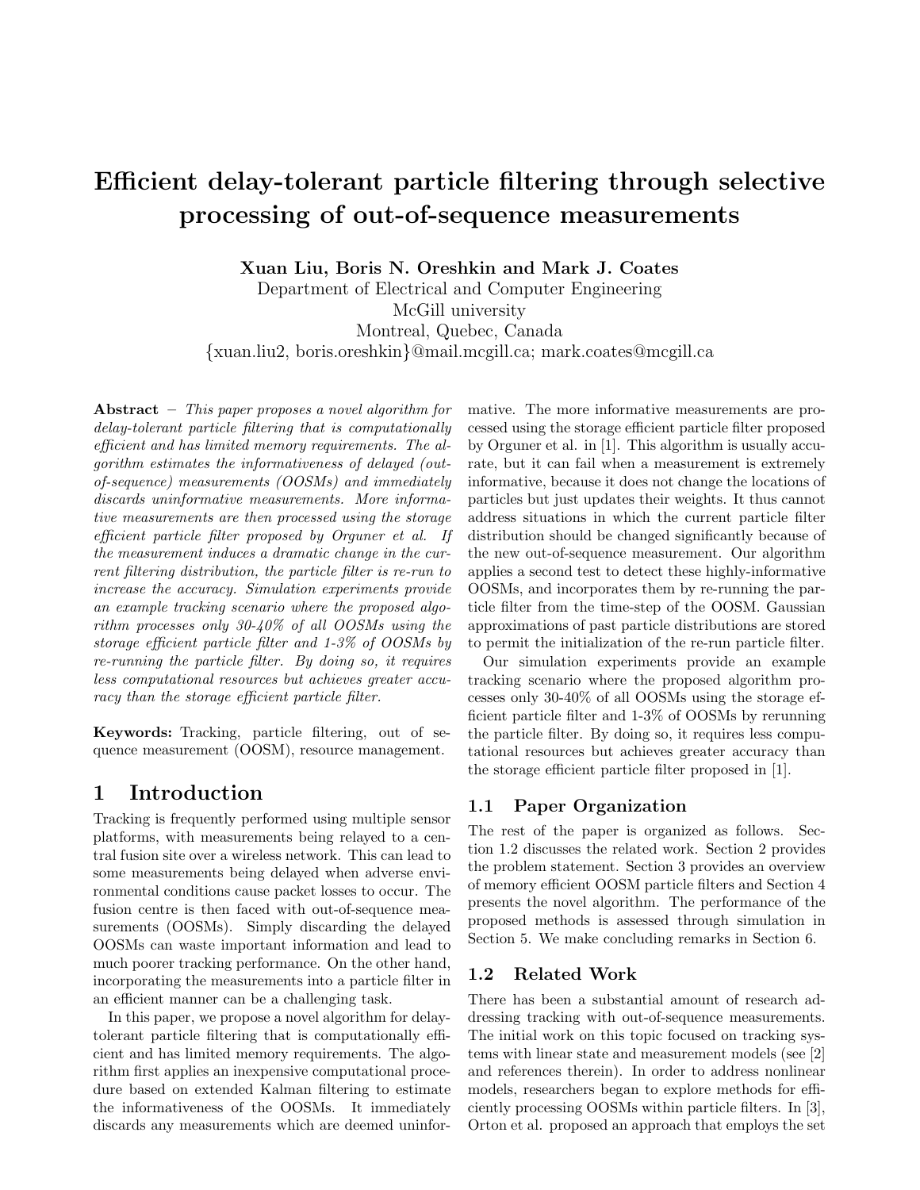# Efficient delay-tolerant particle filtering through selective processing of out-of-sequence measurements

**Xuan Liu, Boris N. Oreshkin and Mark J. Coates**
Department of Electrical and Computer Engineering
McGill university
Montreal, Quebec, Canada
{xuan.liu2, boris.oreshkin}@mail.mcgill.ca; mark.coates@mcgill.ca

**Abstract** – *This paper proposes a novel algorithm for delay-tolerant particle filtering that is computationally efficient and has limited memory requirements. The algorithm estimates the informativeness of delayed (out-of-sequence) measurements (OOSMs) and immediately discards uninformative measurements. More informative measurements are then processed using the storage efficient particle filter proposed by Orguner et al. If the measurement induces a dramatic change in the current filtering distribution, the particle filter is re-run to increase the accuracy. Simulation experiments provide an example tracking scenario where the proposed algorithm processes only 30-40% of all OOSMs using the storage efficient particle filter and 1-3% of OOSMs by re-running the particle filter. By doing so, it requires less computational resources but achieves greater accuracy than the storage efficient particle filter.*

**Keywords:** Tracking, particle filtering, out of sequence measurement (OOSM), resource management.

## 1 Introduction

Tracking is frequently performed using multiple sensor platforms, with measurements being relayed to a central fusion site over a wireless network. This can lead to some measurements being delayed when adverse environmental conditions cause packet losses to occur. The fusion centre is then faced with out-of-sequence measurements (OOSMs). Simply discarding the delayed OOSMs can waste important information and lead to much poorer tracking performance. On the other hand, incorporating the measurements into a particle filter in an efficient manner can be a challenging task.

In this paper, we propose a novel algorithm for delay-tolerant particle filtering that is computationally efficient and has limited memory requirements. The algorithm first applies an inexpensive computational procedure based on extended Kalman filtering to estimate the informativeness of the OOSMs. It immediately discards any measurements which are deemed uninformative. The more informative measurements are processed using the storage efficient particle filter proposed by Orguner et al. in [1]. This algorithm is usually accurate, but it can fail when a measurement is extremely informative, because it does not change the locations of particles but just updates their weights. It thus cannot address situations in which the current particle filter distribution should be changed significantly because of the new out-of-sequence measurement. Our algorithm applies a second test to detect these highly-informative OOSMs, and incorporates them by re-running the particle filter from the time-step of the OOSM. Gaussian approximations of past particle distributions are stored to permit the initialization of the re-run particle filter.

Our simulation experiments provide an example tracking scenario where the proposed algorithm processes only 30-40% of all OOSMs using the storage efficient particle filter and 1-3% of OOSMs by rerunning the particle filter. By doing so, it requires less computational resources but achieves greater accuracy than the storage efficient particle filter proposed in [1].

### 1.1 Paper Organization

The rest of the paper is organized as follows. Section 1.2 discusses the related work. Section 2 provides the problem statement. Section 3 provides an overview of memory efficient OOSM particle filters and Section 4 presents the novel algorithm. The performance of the proposed methods is assessed through simulation in Section 5. We make concluding remarks in Section 6.

### 1.2 Related Work

There has been a substantial amount of research addressing tracking with out-of-sequence measurements. The initial work on this topic focused on tracking systems with linear state and measurement models (see [2] and references therein). In order to address nonlinear models, researchers began to explore methods for efficiently processing OOSMs within particle filters. In [3], Orton et al. proposed an approach that employs the set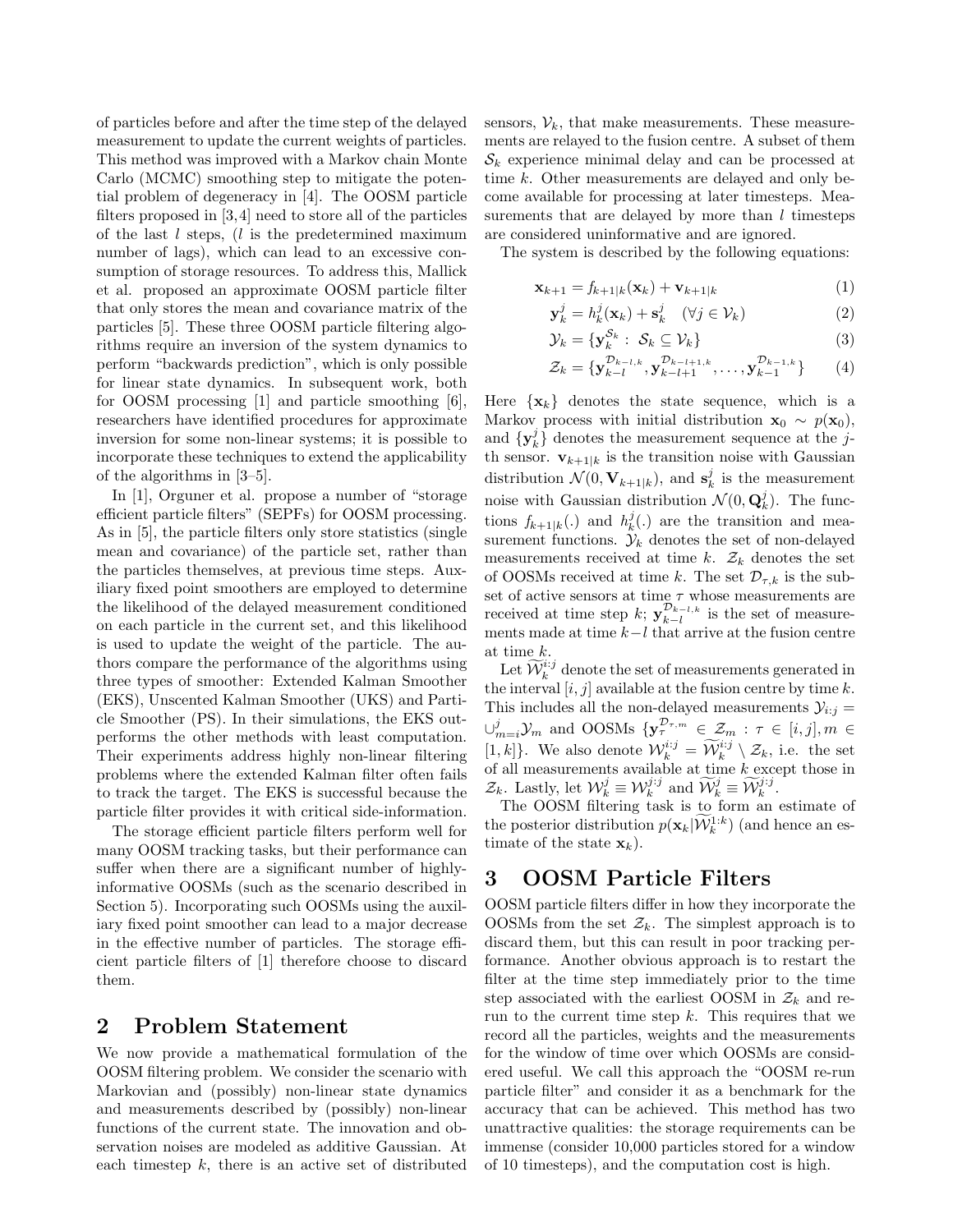of particles before and after the time step of the delayed measurement to update the current weights of particles. This method was improved with a Markov chain Monte Carlo (MCMC) smoothing step to mitigate the potential problem of degeneracy in [4]. The OOSM particle filters proposed in [3,4] need to store all of the particles of the last $l$ steps, ($l$ is the predetermined maximum number of lags), which can lead to an excessive consumption of storage resources. To address this, Mallick et al. proposed an approximate OOSM particle filter that only stores the mean and covariance matrix of the particles [5]. These three OOSM particle filtering algorithms require an inversion of the system dynamics to perform "backwards prediction", which is only possible for linear state dynamics. In subsequent work, both for OOSM processing [1] and particle smoothing [6], researchers have identified procedures for approximate inversion for some non-linear systems; it is possible to incorporate these techniques to extend the applicability of the algorithms in [3–5].

In [1], Orguner et al. propose a number of "storage efficient particle filters" (SEPFs) for OOSM processing. As in [5], the particle filters only store statistics (single mean and covariance) of the particle set, rather than the particles themselves, at previous time steps. Auxiliary fixed point smoothers are employed to determine the likelihood of the delayed measurement conditioned on each particle in the current set, and this likelihood is used to update the weight of the particle. The authors compare the performance of the algorithms using three types of smoother: Extended Kalman Smoother (EKS), Unscented Kalman Smoother (UKS) and Particle Smoother (PS). In their simulations, the EKS outperforms the other methods with least computation. Their experiments address highly non-linear filtering problems where the extended Kalman filter often fails to track the target. The EKS is successful because the particle filter provides it with critical side-information.

The storage efficient particle filters perform well for many OOSM tracking tasks, but their performance can suffer when there are a significant number of highly-informative OOSMs (such as the scenario described in Section 5). Incorporating such OOSMs using the auxiliary fixed point smoother can lead to a major decrease in the effective number of particles. The storage efficient particle filters of [1] therefore choose to discard them.

## 2 Problem Statement

We now provide a mathematical formulation of the OOSM filtering problem. We consider the scenario with Markovian and (possibly) non-linear state dynamics and measurements described by (possibly) non-linear functions of the current state. The innovation and observation noises are modeled as additive Gaussian. At each timestep $k$, there is an active set of distributed sensors, $\mathcal{V}_k$, that make measurements. These measurements are relayed to the fusion centre. A subset of them $\mathcal{S}_k$ experience minimal delay and can be processed at time $k$. Other measurements are delayed and only become available for processing at later timesteps. Measurements that are delayed by more than $l$ timesteps are considered uninformative and are ignored.

The system is described by the following equations:

$$\mathbf{x}_{k+1} = f_{k+1|k}(\mathbf{x}_k) + \mathbf{v}_{k+1|k} \tag{1}$$

$$\mathbf{y}_k^j = h_k^j(\mathbf{x}_k) + \mathbf{s}_k^j \quad (\forall j \in \mathcal{V}_k) \tag{2}$$

$$\mathcal{Y}_k = \{\mathbf{y}_k^{\mathcal{S}_k} : \ \mathcal{S}_k \subseteq \mathcal{V}_k\} \tag{3}$$

$$\mathcal{Z}_k = \{\mathbf{y}_{k-l}^{\mathcal{D}_{k-l,k}}, \mathbf{y}_{k-l+1}^{\mathcal{D}_{k-l+1,k}}, \ldots, \mathbf{y}_{k-1}^{\mathcal{D}_{k-1,k}}\} \tag{4}$$

Here $\{\mathbf{x}_k\}$ denotes the state sequence, which is a Markov process with initial distribution $\mathbf{x}_0 \sim p(\mathbf{x}_0)$, and $\{\mathbf{y}_k^j\}$ denotes the measurement sequence at the $j$-th sensor. $\mathbf{v}_{k+1|k}$ is the transition noise with Gaussian distribution $\mathcal{N}(0, \mathbf{V}_{k+1|k})$, and $\mathbf{s}_k^j$ is the measurement noise with Gaussian distribution $\mathcal{N}(0, \mathbf{Q}_k^j)$. The functions $f_{k+1|k}(.)$ and $h_k^j(.)$ are the transition and measurement functions. $\mathcal{Y}_k$ denotes the set of non-delayed measurements received at time $k$. $\mathcal{Z}_k$ denotes the set of OOSMs received at time $k$. The set $\mathcal{D}_{\tau,k}$ is the subset of active sensors at time $\tau$ whose measurements are received at time step $k$; $\mathbf{y}_{k-l}^{\mathcal{D}_{k-l,k}}$ is the set of measurements made at time $k-l$ that arrive at the fusion centre at time $k$.

Let $\widetilde{\mathcal{W}}_k^{i:j}$ denote the set of measurements generated in the interval $[i,j]$ available at the fusion centre by time $k$. This includes all the non-delayed measurements $\mathcal{Y}_{i:j} = \cup_{m=i}^{j} \mathcal{Y}_m$ and OOSMs $\{\mathbf{y}_\tau^{\mathcal{D}_{\tau,m}} \in \mathcal{Z}_m : \tau \in [i,j], m \in [1,k]\}$. We also denote $\mathcal{W}_k^{i:j} = \widetilde{\mathcal{W}}_k^{i:j} \setminus \mathcal{Z}_k$, i.e. the set of all measurements available at time $k$ except those in $\mathcal{Z}_k$. Lastly, let $\mathcal{W}_k^j \equiv \mathcal{W}_k^{j:j}$ and $\widetilde{\mathcal{W}}_k^j \equiv \widetilde{\mathcal{W}}_k^{j:j}$.

The OOSM filtering task is to form an estimate of the posterior distribution $p(\mathbf{x}_k|\widetilde{\mathcal{W}}_k^{1:k})$ (and hence an estimate of the state $\mathbf{x}_k$).

## 3 OOSM Particle Filters

OOSM particle filters differ in how they incorporate the OOSMs from the set $\mathcal{Z}_k$. The simplest approach is to discard them, but this can result in poor tracking performance. Another obvious approach is to restart the filter at the time step immediately prior to the time step associated with the earliest OOSM in $\mathcal{Z}_k$ and rerun to the current time step $k$. This requires that we record all the particles, weights and the measurements for the window of time over which OOSMs are considered useful. We call this approach the "OOSM re-run particle filter" and consider it as a benchmark for the accuracy that can be achieved. This method has two unattractive qualities: the storage requirements can be immense (consider 10,000 particles stored for a window of 10 timesteps), and the computation cost is high.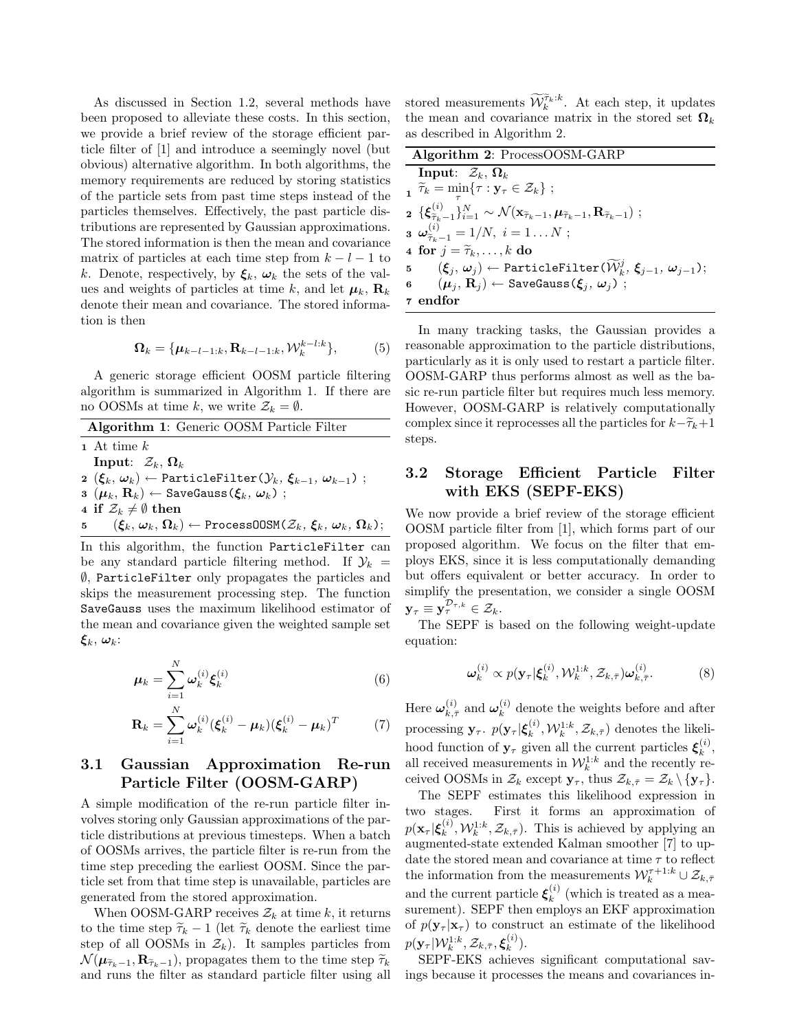As discussed in Section 1.2, several methods have been proposed to alleviate these costs. In this section, we provide a brief review of the storage efficient particle filter of [1] and introduce a seemingly novel (but obvious) alternative algorithm. In both algorithms, the memory requirements are reduced by storing statistics of the particle sets from past time steps instead of the particles themselves. Effectively, the past particle distributions are represented by Gaussian approximations. The stored information is then the mean and covariance matrix of particles at each time step from $k-l-1$ to $k$. Denote, respectively, by $\boldsymbol{\xi}_k$, $\boldsymbol{\omega}_k$ the sets of the values and weights of particles at time $k$, and let $\boldsymbol{\mu}_k$, $\mathbf{R}_k$ denote their mean and covariance. The stored information is then

$$\boldsymbol{\Omega}_k = \{\boldsymbol{\mu}_{k-l-1:k}, \mathbf{R}_{k-l-1:k}, \mathcal{W}_k^{k-l:k}\}, \tag{5}$$

A generic storage efficient OOSM particle filtering algorithm is summarized in Algorithm 1. If there are no OOSMs at time $k$, we write $\mathcal{Z}_k = \emptyset$.

**Algorithm 1**: Generic OOSM Particle Filter

1. At time $k$
   **Input**: $\mathcal{Z}_k$, $\boldsymbol{\Omega}_k$
2. $(\boldsymbol{\xi}_k, \boldsymbol{\omega}_k) \leftarrow$ `ParticleFilter`$(\mathcal{Y}_k, \boldsymbol{\xi}_{k-1}, \boldsymbol{\omega}_{k-1})$ ;
3. $(\boldsymbol{\mu}_k, \mathbf{R}_k) \leftarrow$ `SaveGauss`$(\boldsymbol{\xi}_k, \boldsymbol{\omega}_k)$ ;
4. **if** $\mathcal{Z}_k \neq \emptyset$ **then**
5. $\quad(\boldsymbol{\xi}_k, \boldsymbol{\omega}_k, \boldsymbol{\Omega}_k) \leftarrow$ `ProcessOOSM`$(\mathcal{Z}_k, \boldsymbol{\xi}_k, \boldsymbol{\omega}_k, \boldsymbol{\Omega}_k)$;

In this algorithm, the function `ParticleFilter` can be any standard particle filtering method. If $\mathcal{Y}_k = \emptyset$, `ParticleFilter` only propagates the particles and skips the measurement processing step. The function `SaveGauss` uses the maximum likelihood estimator of the mean and covariance given the weighted sample set $\boldsymbol{\xi}_k$, $\boldsymbol{\omega}_k$:

$$\boldsymbol{\mu}_k = \sum_{i=1}^{N} \boldsymbol{\omega}_k^{(i)} \boldsymbol{\xi}_k^{(i)} \tag{6}$$

$$\mathbf{R}_k = \sum_{i=1}^{N} \boldsymbol{\omega}_k^{(i)} (\boldsymbol{\xi}_k^{(i)} - \boldsymbol{\mu}_k)(\boldsymbol{\xi}_k^{(i)} - \boldsymbol{\mu}_k)^T \tag{7}$$

## 3.1 Gaussian Approximation Re-run Particle Filter (OOSM-GARP)

A simple modification of the re-run particle filter involves storing only Gaussian approximations of the particle distributions at previous timesteps. When a batch of OOSMs arrives, the particle filter is re-run from the time step preceding the earliest OOSM. Since the particle set from that time step is unavailable, particles are generated from the stored approximation.

When OOSM-GARP receives $\mathcal{Z}_k$ at time $k$, it returns to the time step $\widetilde{\tau}_k - 1$ (let $\widetilde{\tau}_k$ denote the earliest time step of all OOSMs in $\mathcal{Z}_k$). It samples particles from $\mathcal{N}(\boldsymbol{\mu}_{\widetilde{\tau}_k-1}, \mathbf{R}_{\widetilde{\tau}_k-1})$, propagates them to the time step $\widetilde{\tau}_k$ and runs the filter as standard particle filter using all stored measurements $\widetilde{\mathcal{W}}_k^{\widetilde{\tau}_k:k}$. At each step, it updates the mean and covariance matrix in the stored set $\boldsymbol{\Omega}_k$ as described in Algorithm 2.

**Algorithm 2**: ProcessOOSM-GARP

**Input**: $\mathcal{Z}_k$, $\boldsymbol{\Omega}_k$
1. $\widetilde{\tau}_k = \min_{\tau}\{\tau : \mathbf{y}_\tau \in \mathcal{Z}_k\}$ ;
2. $\{\boldsymbol{\xi}_{\widetilde{\tau}_k-1}^{(i)}\}_{i=1}^N \sim \mathcal{N}(\mathbf{x}_{\widetilde{\tau}_k-1}, \boldsymbol{\mu}_{\widetilde{\tau}_k-1}, \mathbf{R}_{\widetilde{\tau}_k-1})$ ;
3. $\boldsymbol{\omega}_{\widetilde{\tau}_k-1}^{(i)} = 1/N, \ i = 1 \ldots N$ ;
4. **for** $j = \widetilde{\tau}_k, \ldots, k$ **do**
5. $\quad(\boldsymbol{\xi}_j, \boldsymbol{\omega}_j) \leftarrow$ `ParticleFilter`$(\widetilde{\mathcal{W}}_k^j, \boldsymbol{\xi}_{j-1}, \boldsymbol{\omega}_{j-1})$;
6. $\quad(\boldsymbol{\mu}_j, \mathbf{R}_j) \leftarrow$ `SaveGauss`$(\boldsymbol{\xi}_j, \boldsymbol{\omega}_j)$ ;
7. **endfor**

In many tracking tasks, the Gaussian provides a reasonable approximation to the particle distributions, particularly as it is only used to restart a particle filter. OOSM-GARP thus performs almost as well as the basic re-run particle filter but requires much less memory. However, OOSM-GARP is relatively computationally complex since it reprocesses all the particles for $k-\widetilde{\tau}_k+1$ steps.

## 3.2 Storage Efficient Particle Filter with EKS (SEPF-EKS)

We now provide a brief review of the storage efficient OOSM particle filter from [1], which forms part of our proposed algorithm. We focus on the filter that employs EKS, since it is less computationally demanding but offers equivalent or better accuracy. In order to simplify the presentation, we consider a single OOSM $\mathbf{y}_\tau \equiv \mathbf{y}_\tau^{\mathcal{D}_{\tau,k}} \in \mathcal{Z}_k$.

The SEPF is based on the following weight-update equation:

$$\boldsymbol{\omega}_k^{(i)} \propto p(\mathbf{y}_\tau | \boldsymbol{\xi}_k^{(i)}, \mathcal{W}_k^{1:k}, \mathcal{Z}_{k,\bar{\tau}}) \boldsymbol{\omega}_{k,\bar{\tau}}^{(i)}. \tag{8}$$

Here $\boldsymbol{\omega}_{k,\bar{\tau}}^{(i)}$ and $\boldsymbol{\omega}_k^{(i)}$ denote the weights before and after processing $\mathbf{y}_\tau$. $p(\mathbf{y}_\tau | \boldsymbol{\xi}_k^{(i)}, \mathcal{W}_k^{1:k}, \mathcal{Z}_{k,\bar{\tau}})$ denotes the likelihood function of $\mathbf{y}_\tau$ given all the current particles $\boldsymbol{\xi}_k^{(i)}$, all received measurements in $\mathcal{W}_k^{1:k}$ and the recently received OOSMs in $\mathcal{Z}_k$ except $\mathbf{y}_\tau$, thus $\mathcal{Z}_{k,\bar{\tau}} = \mathcal{Z}_k \setminus \{\mathbf{y}_\tau\}$.

The SEPF estimates this likelihood expression in two stages. First it forms an approximation of $p(\mathbf{x}_\tau | \boldsymbol{\xi}_k^{(i)}, \mathcal{W}_k^{1:k}, \mathcal{Z}_{k,\bar{\tau}})$. This is achieved by applying an augmented-state extended Kalman smoother [7] to update the stored mean and covariance at time $\tau$ to reflect the information from the measurements $\mathcal{W}_k^{\tau+1:k} \cup \mathcal{Z}_{k,\bar{\tau}}$ and the current particle $\boldsymbol{\xi}_k^{(i)}$ (which is treated as a measurement). SEPF then employs an EKF approximation of $p(\mathbf{y}_\tau | \mathbf{x}_\tau)$ to construct an estimate of the likelihood $p(\mathbf{y}_\tau | \mathcal{W}_k^{1:k}, \mathcal{Z}_{k,\bar{\tau}}, \boldsymbol{\xi}_k^{(i)})$.

SEPF-EKS achieves significant computational savings because it processes the means and covariances in-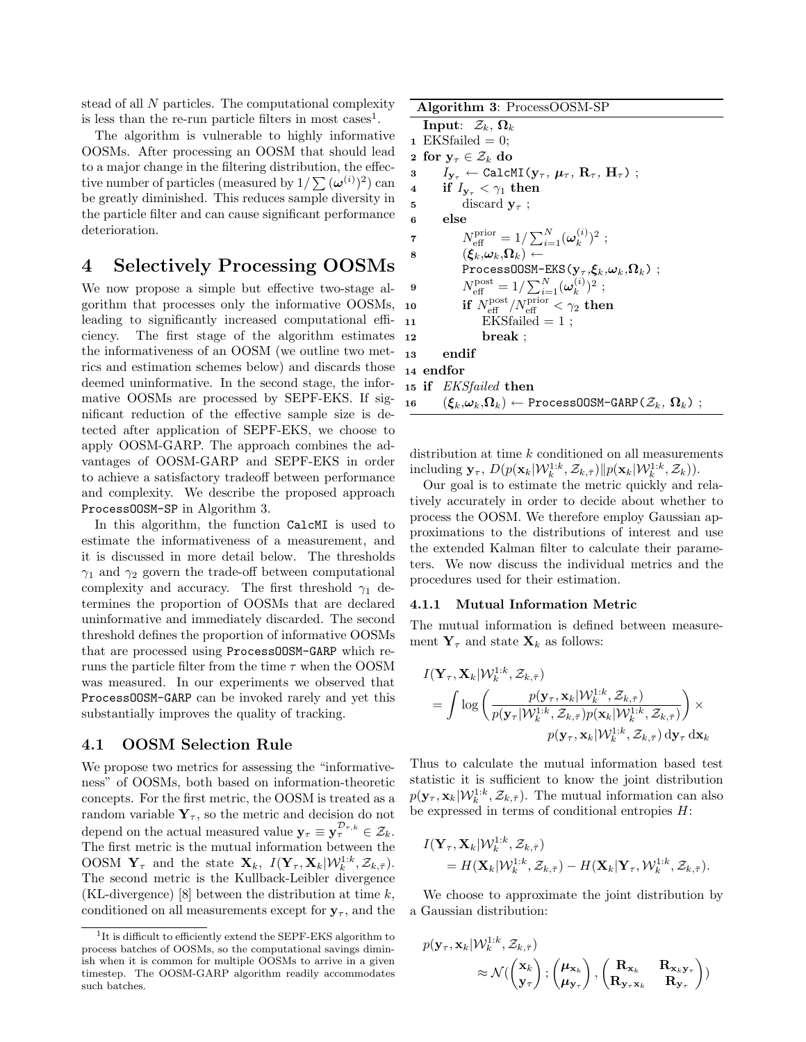stead of all $N$ particles. The computational complexity is less than the re-run particle filters in most cases[1].

The algorithm is vulnerable to highly informative OOSMs. After processing an OOSM that should lead to a major change in the filtering distribution, the effective number of particles (measured by $1/\sum(\boldsymbol{\omega}^{(i)})^2$) can be greatly diminished. This reduces sample diversity in the particle filter and can cause significant performance deterioration.

# 4 Selectively Processing OOSMs

We now propose a simple but effective two-stage algorithm that processes only the informative OOSMs, leading to significantly increased computational efficiency. The first stage of the algorithm estimates the informativeness of an OOSM (we outline two metrics and estimation schemes below) and discards those deemed uninformative. In the second stage, the informative OOSMs are processed by SEPF-EKS. If significant reduction of the effective sample size is detected after application of SEPF-EKS, we choose to apply OOSM-GARP. The approach combines the advantages of OOSM-GARP and SEPF-EKS in order to achieve a satisfactory tradeoff between performance and complexity. We describe the proposed approach `ProcessOOSM-SP` in Algorithm 3.

In this algorithm, the function `CalcMI` is used to estimate the informativeness of a measurement, and it is discussed in more detail below. The thresholds $\gamma_1$ and $\gamma_2$ govern the trade-off between computational complexity and accuracy. The first threshold $\gamma_1$ determines the proportion of OOSMs that are declared uninformative and immediately discarded. The second threshold defines the proportion of informative OOSMs that are processed using `ProcessOOSM-GARP` which reruns the particle filter from the time $\tau$ when the OOSM was measured. In our experiments we observed that `ProcessOOSM-GARP` can be invoked rarely and yet this substantially improves the quality of tracking.

**Algorithm 3**: ProcessOOSM-SP

**Input**: $\mathcal{Z}_k$, $\boldsymbol{\Omega}_k$

1. EKSfailed = 0;
2. **for** $\mathbf{y}_\tau \in \mathcal{Z}_k$ **do**
3. $\quad I_{\mathbf{y}_\tau} \leftarrow$ `CalcMI(`$\mathbf{y}_\tau$, $\boldsymbol{\mu}_\tau$, $\mathbf{R}_\tau$, $\mathbf{H}_\tau$`)` ;
4. $\quad$ **if** $I_{\mathbf{y}_\tau} < \gamma_1$ **then**
5. $\quad\quad$ discard $\mathbf{y}_\tau$ ;
6. $\quad$ **else**
7. $\quad\quad N_{\text{eff}}^{\text{prior}} = 1/\sum_{i=1}^N (\boldsymbol{\omega}_k^{(i)})^2$ ;
8. $\quad\quad$ $(\boldsymbol{\xi}_k, \boldsymbol{\omega}_k, \boldsymbol{\Omega}_k) \leftarrow$ `ProcessOOSM-EKS(`$\mathbf{y}_\tau$, $\boldsymbol{\xi}_k$, $\boldsymbol{\omega}_k$, $\boldsymbol{\Omega}_k$`)` ;
9. $\quad\quad N_{\text{eff}}^{\text{post}} = 1/\sum_{i=1}^N (\boldsymbol{\omega}_k^{(i)})^2$ ;
10. $\quad\quad$ **if** $N_{\text{eff}}^{\text{post}}/N_{\text{eff}}^{\text{prior}} < \gamma_2$ **then**
11. $\quad\quad\quad$ EKSfailed = 1 ;
12. $\quad\quad\quad$ **break** ;
13. $\quad$ **endif**
14. **endfor**
15. **if** *EKSfailed* **then**
16. $\quad$ $(\boldsymbol{\xi}_k, \boldsymbol{\omega}_k, \boldsymbol{\Omega}_k) \leftarrow$ `ProcessOOSM-GARP(`$\mathcal{Z}_k$, $\boldsymbol{\Omega}_k$`)` ;

## 4.1 OOSM Selection Rule

We propose two metrics for assessing the "informativeness" of OOSMs, both based on information-theoretic concepts. For the first metric, the OOSM is treated as a random variable $\mathbf{Y}_\tau$, so the metric and decision do not depend on the actual measured value $\mathbf{y}_\tau \equiv \mathbf{y}_\tau^{\mathcal{D}_{\tau,k}} \in \mathcal{Z}_k$. The first metric is the mutual information between the OOSM $\mathbf{Y}_\tau$ and the state $\mathbf{X}_k$, $I(\mathbf{Y}_\tau, \mathbf{X}_k | \mathcal{W}_k^{1:k}, \mathcal{Z}_{k,\bar{\tau}})$. The second metric is the Kullback-Leibler divergence (KL-divergence) [8] between the distribution at time $k$, conditioned on all measurements except for $\mathbf{y}_\tau$, and the distribution at time $k$ conditioned on all measurements including $\mathbf{y}_\tau$, $D(p(\mathbf{x}_k|\mathcal{W}_k^{1:k}, \mathcal{Z}_{k,\bar{\tau}}) \| p(\mathbf{x}_k|\mathcal{W}_k^{1:k}, \mathcal{Z}_k))$.

Our goal is to estimate the metric quickly and relatively accurately in order to decide about whether to process the OOSM. We therefore employ Gaussian approximations to the distributions of interest and use the extended Kalman filter to calculate their parameters. We now discuss the individual metrics and the procedures used for their estimation.

### 4.1.1 Mutual Information Metric

The mutual information is defined between measurement $\mathbf{Y}_\tau$ and state $\mathbf{X}_k$ as follows:

$$
\begin{aligned}
&I(\mathbf{Y}_\tau, \mathbf{X}_k | \mathcal{W}_k^{1:k}, \mathcal{Z}_{k,\bar{\tau}}) \\
&\quad = \int \log\left(\frac{p(\mathbf{y}_\tau, \mathbf{x}_k | \mathcal{W}_k^{1:k}, \mathcal{Z}_{k,\bar{\tau}})}{p(\mathbf{y}_\tau | \mathcal{W}_k^{1:k}, \mathcal{Z}_{k,\bar{\tau}}) p(\mathbf{x}_k | \mathcal{W}_k^{1:k}, \mathcal{Z}_{k,\bar{\tau}})}\right) \times \\
&\qquad\qquad p(\mathbf{y}_\tau, \mathbf{x}_k | \mathcal{W}_k^{1:k}, \mathcal{Z}_{k,\bar{\tau}})\, \mathrm{d}\mathbf{y}_\tau\, \mathrm{d}\mathbf{x}_k
\end{aligned}
$$

Thus to calculate the mutual information based test statistic it is sufficient to know the joint distribution $p(\mathbf{y}_\tau, \mathbf{x}_k | \mathcal{W}_k^{1:k}, \mathcal{Z}_{k,\bar{\tau}})$. The mutual information can also be expressed in terms of conditional entropies $H$:

$$
\begin{aligned}
&I(\mathbf{Y}_\tau, \mathbf{X}_k | \mathcal{W}_k^{1:k}, \mathcal{Z}_{k,\bar{\tau}}) \\
&\quad = H(\mathbf{X}_k | \mathcal{W}_k^{1:k}, \mathcal{Z}_{k,\bar{\tau}}) - H(\mathbf{X}_k | \mathbf{Y}_\tau, \mathcal{W}_k^{1:k}, \mathcal{Z}_{k,\bar{\tau}}).
\end{aligned}
$$

We choose to approximate the joint distribution by a Gaussian distribution:

$$
\begin{aligned}
&p(\mathbf{y}_\tau, \mathbf{x}_k | \mathcal{W}_k^{1:k}, \mathcal{Z}_{k,\bar{\tau}}) \\
&\qquad \approx \mathcal{N}\left(\begin{pmatrix}\mathbf{x}_k \\ \mathbf{y}_\tau\end{pmatrix}; \begin{pmatrix}\boldsymbol{\mu}_{\mathbf{x}_k} \\ \boldsymbol{\mu}_{\mathbf{y}_\tau}\end{pmatrix}, \begin{pmatrix}\mathbf{R}_{\mathbf{x}_k} & \mathbf{R}_{\mathbf{x}_k\mathbf{y}_\tau} \\ \mathbf{R}_{\mathbf{y}_\tau\mathbf{x}_k} & \mathbf{R}_{\mathbf{y}_\tau}\end{pmatrix}\right)
\end{aligned}
$$

[1] It is difficult to efficiently extend the SEPF-EKS algorithm to process batches of OOSMs, so the computational savings diminish when it is common for multiple OOSMs to arrive in a given timestep. The OOSM-GARP algorithm readily accommodates such batches.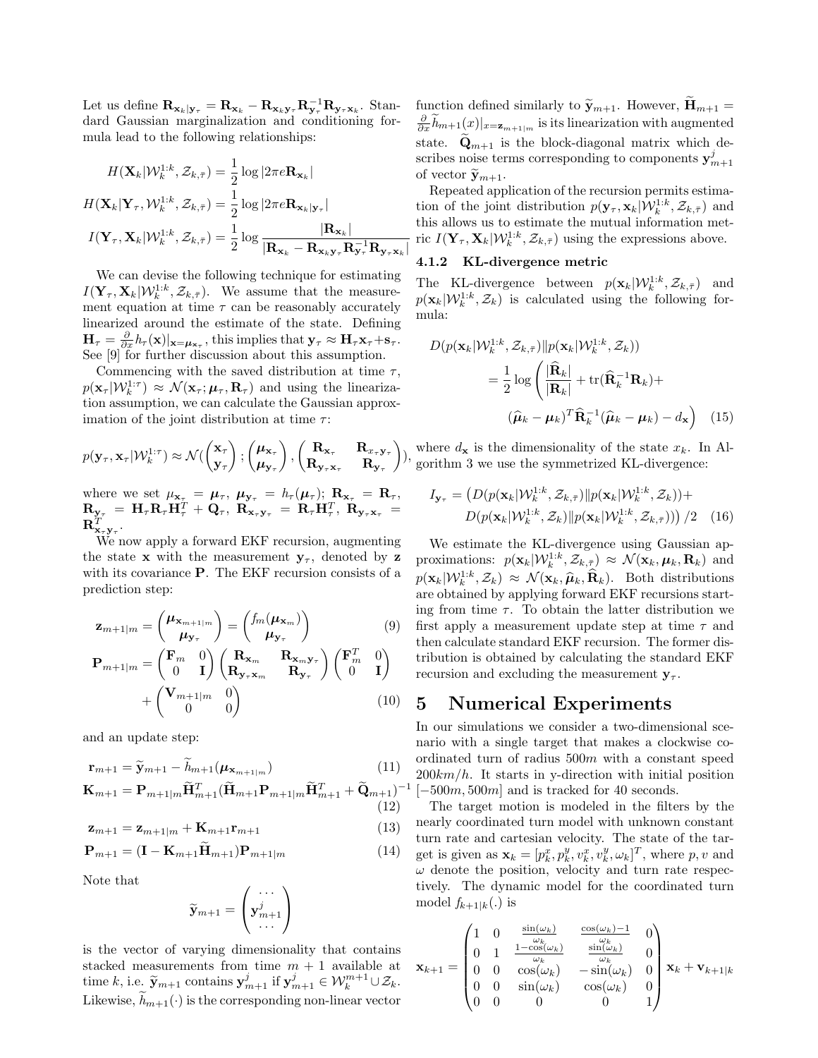Let us define $\mathbf{R}_{\mathbf{x}_k|\mathbf{y}_\tau} = \mathbf{R}_{\mathbf{x}_k} - \mathbf{R}_{\mathbf{x}_k\mathbf{y}_\tau}\mathbf{R}_{\mathbf{y}_\tau}^{-1}\mathbf{R}_{\mathbf{y}_\tau\mathbf{x}_k}$. Standard Gaussian marginalization and conditioning formula lead to the following relationships:

$$H(\mathbf{X}_k|\mathcal{W}_k^{1:k}, \mathcal{Z}_{k,\bar{\tau}}) = \frac{1}{2}\log|2\pi e\mathbf{R}_{\mathbf{x}_k}|$$

$$H(\mathbf{X}_k|\mathbf{Y}_\tau, \mathcal{W}_k^{1:k}, \mathcal{Z}_{k,\bar{\tau}}) = \frac{1}{2}\log|2\pi e\mathbf{R}_{\mathbf{x}_k|\mathbf{y}_\tau}|$$

$$I(\mathbf{Y}_\tau, \mathbf{X}_k|\mathcal{W}_k^{1:k}, \mathcal{Z}_{k,\bar{\tau}}) = \frac{1}{2}\log\frac{|\mathbf{R}_{\mathbf{x}_k}|}{|\mathbf{R}_{\mathbf{x}_k} - \mathbf{R}_{\mathbf{x}_k\mathbf{y}_\tau}\mathbf{R}_{\mathbf{y}_\tau}^{-1}\mathbf{R}_{\mathbf{y}_\tau\mathbf{x}_k}|}$$

We can devise the following technique for estimating $I(\mathbf{Y}_\tau, \mathbf{X}_k|\mathcal{W}_k^{1:k}, \mathcal{Z}_{k,\bar{\tau}})$. We assume that the measurement equation at time $\tau$ can be reasonably accurately linearized around the estimate of the state. Defining $\mathbf{H}_\tau = \frac{\partial}{\partial x}h_\tau(\mathbf{x})|_{\mathbf{x}=\boldsymbol{\mu}_{\mathbf{x}_\tau}}$, this implies that $\mathbf{y}_\tau \approx \mathbf{H}_\tau\mathbf{x}_\tau + \mathbf{s}_\tau$. See [9] for further discussion about this assumption.

Commencing with the saved distribution at time $\tau$, $p(\mathbf{x}_\tau|\mathcal{W}_k^{1:\tau}) \approx \mathcal{N}(\mathbf{x}_\tau; \boldsymbol{\mu}_\tau, \mathbf{R}_\tau)$ and using the linearization assumption, we can calculate the Gaussian approximation of the joint distribution at time $\tau$:

$$p(\mathbf{y}_\tau, \mathbf{x}_\tau|\mathcal{W}_k^{1:\tau}) \approx \mathcal{N}(\begin{pmatrix}\mathbf{x}_\tau \\ \mathbf{y}_\tau\end{pmatrix}; \begin{pmatrix}\boldsymbol{\mu}_{\mathbf{x}_\tau} \\ \boldsymbol{\mu}_{\mathbf{y}_\tau}\end{pmatrix}, \begin{pmatrix}\mathbf{R}_{\mathbf{x}_\tau} & \mathbf{R}_{x_\tau\mathbf{y}_\tau} \\ \mathbf{R}_{\mathbf{y}_\tau\mathbf{x}_\tau} & \mathbf{R}_{\mathbf{y}_\tau}\end{pmatrix}),$$

where we set $\mu_{\mathbf{x}_\tau} = \boldsymbol{\mu}_\tau$, $\boldsymbol{\mu}_{\mathbf{y}_\tau} = h_\tau(\boldsymbol{\mu}_\tau)$; $\mathbf{R}_{\mathbf{x}_\tau} = \mathbf{R}_\tau$, $\mathbf{R}_{\mathbf{y}_\tau} = \mathbf{H}_\tau\mathbf{R}_\tau\mathbf{H}_\tau^T + \mathbf{Q}_\tau$, $\mathbf{R}_{\mathbf{x}_\tau\mathbf{y}_\tau} = \mathbf{R}_\tau\mathbf{H}_\tau^T$, $\mathbf{R}_{\mathbf{y}_\tau\mathbf{x}_\tau} = \mathbf{R}_{\mathbf{x}_\tau\mathbf{y}_\tau}^T$.

We now apply a forward EKF recursion, augmenting the state $\mathbf{x}$ with the measurement $\mathbf{y}_\tau$, denoted by $\mathbf{z}$ with its covariance $\mathbf{P}$. The EKF recursion consists of a prediction step:

$$\mathbf{z}_{m+1|m} = \begin{pmatrix}\boldsymbol{\mu}_{\mathbf{x}_{m+1|m}} \\ \boldsymbol{\mu}_{\mathbf{y}_\tau}\end{pmatrix} = \begin{pmatrix}f_m(\boldsymbol{\mu}_{\mathbf{x}_m}) \\ \boldsymbol{\mu}_{\mathbf{y}_\tau}\end{pmatrix} \tag{9}$$

$$\mathbf{P}_{m+1|m} = \begin{pmatrix}\mathbf{F}_m & 0 \\ 0 & \mathbf{I}\end{pmatrix}\begin{pmatrix}\mathbf{R}_{\mathbf{x}_m} & \mathbf{R}_{\mathbf{x}_m\mathbf{y}_\tau} \\ \mathbf{R}_{\mathbf{y}_\tau\mathbf{x}_m} & \mathbf{R}_{\mathbf{y}_\tau}\end{pmatrix}\begin{pmatrix}\mathbf{F}_m^T & 0 \\ 0 & \mathbf{I}\end{pmatrix} + \begin{pmatrix}\mathbf{V}_{m+1|m} & 0 \\ 0 & 0\end{pmatrix} \tag{10}$$

and an update step:

$$\mathbf{r}_{m+1} = \widetilde{\mathbf{y}}_{m+1} - \widetilde{h}_{m+1}(\boldsymbol{\mu}_{\mathbf{x}_{m+1|m}}) \tag{11}$$

$$\mathbf{K}_{m+1} = \mathbf{P}_{m+1|m}\widetilde{\mathbf{H}}_{m+1}^T(\widetilde{\mathbf{H}}_{m+1}\mathbf{P}_{m+1|m}\widetilde{\mathbf{H}}_{m+1}^T + \widetilde{\mathbf{Q}}_{m+1})^{-1} \tag{12}$$

$$\mathbf{z}_{m+1} = \mathbf{z}_{m+1|m} + \mathbf{K}_{m+1}\mathbf{r}_{m+1} \tag{13}$$

$$\mathbf{P}_{m+1} = (\mathbf{I} - \mathbf{K}_{m+1}\widetilde{\mathbf{H}}_{m+1})\mathbf{P}_{m+1|m} \tag{14}$$

Note that

$$\widetilde{\mathbf{y}}_{m+1} = \begin{pmatrix}\cdots \\ \mathbf{y}_{m+1}^j \\ \cdots\end{pmatrix}$$

is the vector of varying dimensionality that contains stacked measurements from time $m+1$ available at time $k$, i.e. $\widetilde{\mathbf{y}}_{m+1}$ contains $\mathbf{y}_{m+1}^j$ if $\mathbf{y}_{m+1}^j \in \mathcal{W}_k^{m+1} \cup \mathcal{Z}_k$. Likewise, $\widetilde{h}_{m+1}(\cdot)$ is the corresponding non-linear vector function defined similarly to $\widetilde{\mathbf{y}}_{m+1}$. However, $\widetilde{\mathbf{H}}_{m+1} = \frac{\partial}{\partial x}\widetilde{h}_{m+1}(x)|_{x=\mathbf{z}_{m+1|m}}$ is its linearization with augmented state. $\widetilde{\mathbf{Q}}_{m+1}$ is the block-diagonal matrix which describes noise terms corresponding to components $\mathbf{y}_{m+1}^j$ of vector $\widetilde{\mathbf{y}}_{m+1}$.

Repeated application of the recursion permits estimation of the joint distribution $p(\mathbf{y}_\tau, \mathbf{x}_k|\mathcal{W}_k^{1:k}, \mathcal{Z}_{k,\bar{\tau}})$ and this allows us to estimate the mutual information metric $I(\mathbf{Y}_\tau, \mathbf{X}_k|\mathcal{W}_k^{1:k}, \mathcal{Z}_{k,\bar{\tau}})$ using the expressions above.

### 4.1.2 KL-divergence metric

The KL-divergence between $p(\mathbf{x}_k|\mathcal{W}_k^{1:k}, \mathcal{Z}_{k,\bar{\tau}})$ and $p(\mathbf{x}_k|\mathcal{W}_k^{1:k}, \mathcal{Z}_k)$ is calculated using the following formula:

$$D(p(\mathbf{x}_k|\mathcal{W}_k^{1:k}, \mathcal{Z}_{k,\bar{\tau}})\|p(\mathbf{x}_k|\mathcal{W}_k^{1:k}, \mathcal{Z}_k)) = \frac{1}{2}\log\left(\frac{|\widehat{\mathbf{R}}_k|}{|\mathbf{R}_k|} + \text{tr}(\widehat{\mathbf{R}}_k^{-1}\mathbf{R}_k) + (\widehat{\boldsymbol{\mu}}_k - \boldsymbol{\mu}_k)^T\widehat{\mathbf{R}}_k^{-1}(\widehat{\boldsymbol{\mu}}_k - \boldsymbol{\mu}_k) - d_{\mathbf{x}}\right) \tag{15}$$

where $d_{\mathbf{x}}$ is the dimensionality of the state $x_k$. In Algorithm 3 we use the symmetrized KL-divergence:

$$I_{\mathbf{y}_\tau} = \left(D(p(\mathbf{x}_k|\mathcal{W}_k^{1:k}, \mathcal{Z}_{k,\bar{\tau}})\|p(\mathbf{x}_k|\mathcal{W}_k^{1:k}, \mathcal{Z}_k)) + D(p(\mathbf{x}_k|\mathcal{W}_k^{1:k}, \mathcal{Z}_k)\|p(\mathbf{x}_k|\mathcal{W}_k^{1:k}, \mathcal{Z}_{k,\bar{\tau}}))\right)/2 \tag{16}$$

We estimate the KL-divergence using Gaussian approximations: $p(\mathbf{x}_k|\mathcal{W}_k^{1:k}, \mathcal{Z}_{k,\bar{\tau}}) \approx \mathcal{N}(\mathbf{x}_k, \boldsymbol{\mu}_k, \mathbf{R}_k)$ and $p(\mathbf{x}_k|\mathcal{W}_k^{1:k}, \mathcal{Z}_k) \approx \mathcal{N}(\mathbf{x}_k, \widehat{\boldsymbol{\mu}}_k, \widehat{\mathbf{R}}_k)$. Both distributions are obtained by applying forward EKF recursions starting from time $\tau$. To obtain the latter distribution we first apply a measurement update step at time $\tau$ and then calculate standard EKF recursion. The former distribution is obtained by calculating the standard EKF recursion and excluding the measurement $\mathbf{y}_\tau$.

# 5 Numerical Experiments

In our simulations we consider a two-dimensional scenario with a single target that makes a clockwise coordinated turn of radius $500m$ with a constant speed $200km/h$. It starts in y-direction with initial position $[-500m, 500m]$ and is tracked for 40 seconds.

The target motion is modeled in the filters by the nearly coordinated turn model with unknown constant turn rate and cartesian velocity. The state of the target is given as $\mathbf{x}_k = [p_k^x, p_k^y, v_k^x, v_k^y, \omega_k]^T$, where $p, v$ and $\omega$ denote the position, velocity and turn rate respectively. The dynamic model for the coordinated turn model $f_{k+1|k}(.)$ is

$$\mathbf{x}_{k+1} = \begin{pmatrix}1 & 0 & \frac{\sin(\omega_k)}{\omega_k} & \frac{\cos(\omega_k)-1}{\omega_k} & 0 \\ 0 & 1 & \frac{1-\cos(\omega_k)}{\omega_k} & \frac{\sin(\omega_k)}{\omega_k} & 0 \\ 0 & 0 & \cos(\omega_k) & -\sin(\omega_k) & 0 \\ 0 & 0 & \sin(\omega_k) & \cos(\omega_k) & 0 \\ 0 & 0 & 0 & 0 & 1\end{pmatrix}\mathbf{x}_k + \mathbf{v}_{k+1|k}$$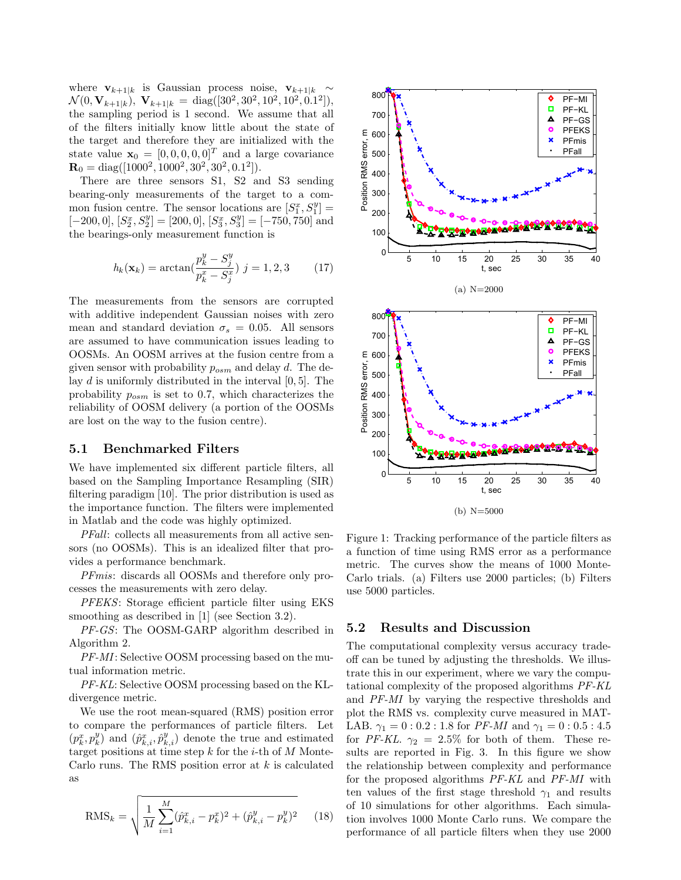where $\mathbf{v}_{k+1|k}$ is Gaussian process noise, $\mathbf{v}_{k+1|k} \sim \mathcal{N}(0, \mathbf{V}_{k+1|k})$, $\mathbf{V}_{k+1|k} = \text{diag}([30^2, 30^2, 10^2, 10^2, 0.1^2])$, the sampling period is 1 second. We assume that all of the filters initially know little about the state of the target and therefore they are initialized with the state value $\mathbf{x}_0 = [0, 0, 0, 0, 0]^T$ and a large covariance $\mathbf{R}_0 = \text{diag}([1000^2, 1000^2, 30^2, 30^2, 0.1^2])$.

There are three sensors S1, S2 and S3 sending bearing-only measurements of the target to a common fusion centre. The sensor locations are $[S_1^x, S_1^y] = [-200, 0]$, $[S_2^x, S_2^y] = [200, 0]$, $[S_3^x, S_3^y] = [-750, 750]$ and the bearings-only measurement function is

$$h_k(\mathbf{x}_k) = \arctan(\frac{p_k^y - S_j^y}{p_k^x - S_j^x}) \; j = 1, 2, 3 \qquad (17)$$

The measurements from the sensors are corrupted with additive independent Gaussian noises with zero mean and standard deviation $\sigma_s = 0.05$. All sensors are assumed to have communication issues leading to OOSMs. An OOSM arrives at the fusion centre from a given sensor with probability $p_{osm}$ and delay $d$. The delay $d$ is uniformly distributed in the interval $[0, 5]$. The probability $p_{osm}$ is set to 0.7, which characterizes the reliability of OOSM delivery (a portion of the OOSMs are lost on the way to the fusion centre).

## 5.1 Benchmarked Filters

We have implemented six different particle filters, all based on the Sampling Importance Resampling (SIR) filtering paradigm [10]. The prior distribution is used as the importance function. The filters were implemented in Matlab and the code was highly optimized.

*PFall*: collects all measurements from all active sensors (no OOSMs). This is an idealized filter that provides a performance benchmark.

*PFmis*: discards all OOSMs and therefore only processes the measurements with zero delay.

*PFEKS*: Storage efficient particle filter using EKS smoothing as described in [1] (see Section 3.2).

*PF-GS*: The OOSM-GARP algorithm described in Algorithm 2.

*PF-MI*: Selective OOSM processing based on the mutual information metric.

*PF-KL*: Selective OOSM processing based on the KL-divergence metric.

We use the root mean-squared (RMS) position error to compare the performances of particle filters. Let $(p_k^x, p_k^y)$ and $(\hat{p}_{k,i}^x, \hat{p}_{k,i}^y)$ denote the true and estimated target positions at time step $k$ for the $i$-th of $M$ Monte-Carlo runs. The RMS position error at $k$ is calculated as

$$\text{RMS}_k = \sqrt{\frac{1}{M} \sum_{i=1}^{M} (\hat{p}_{k,i}^x - p_k^x)^2 + (\hat{p}_{k,i}^y - p_k^y)^2} \qquad (18)$$

(a) N=2000

(b) N=5000

Figure 1: Tracking performance of the particle filters as a function of time using RMS error as a performance metric. The curves show the means of 1000 Monte-Carlo trials. (a) Filters use 2000 particles; (b) Filters use 5000 particles.

## 5.2 Results and Discussion

The computational complexity versus accuracy trade-off can be tuned by adjusting the thresholds. We illustrate this in our experiment, where we vary the computational complexity of the proposed algorithms *PF-KL* and *PF-MI* by varying the respective thresholds and plot the RMS vs. complexity curve measured in MATLAB. $\gamma_1 = 0 : 0.2 : 1.8$ for *PF-MI* and $\gamma_1 = 0 : 0.5 : 4.5$ for *PF-KL*. $\gamma_2 = 2.5\%$ for both of them. These results are reported in Fig. 3. In this figure we show the relationship between complexity and performance for the proposed algorithms *PF-KL* and *PF-MI* with ten values of the first stage threshold $\gamma_1$ and results of 10 simulations for other algorithms. Each simulation involves 1000 Monte Carlo runs. We compare the performance of all particle filters when they use 2000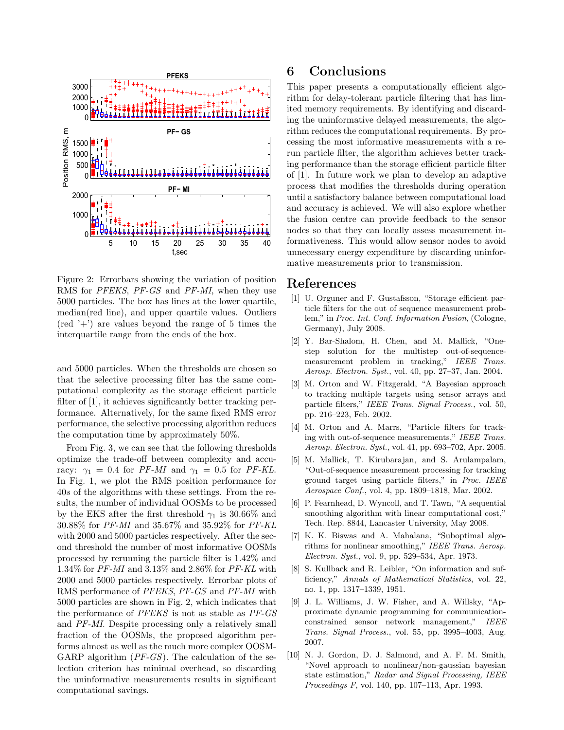Figure 2: Errorbars showing the variation of position RMS for *PFEKS*, *PF-GS* and *PF-MI*, when they use 5000 particles. The box has lines at the lower quartile, median(red line), and upper quartile values. Outliers (red '+') are values beyond the range of 5 times the interquartile range from the ends of the box.

and 5000 particles. When the thresholds are chosen so that the selective processing filter has the same computational complexity as the storage efficient particle filter of [1], it achieves significantly better tracking performance. Alternatively, for the same fixed RMS error performance, the selective processing algorithm reduces the computation time by approximately 50%.

From Fig. 3, we can see that the following thresholds optimize the trade-off between complexity and accuracy: $\gamma_1 = 0.4$ for *PF-MI* and $\gamma_1 = 0.5$ for *PF-KL*. In Fig. 1, we plot the RMS position performance for $40s$ of the algorithms with these settings. From the results, the number of individual OOSMs to be processed by the EKS after the first threshold $\gamma_1$ is 30.66% and 30.88% for *PF-MI* and 35.67% and 35.92% for *PF-KL* with 2000 and 5000 particles respectively. After the second threshold the number of most informative OOSMs processed by rerunning the particle filter is 1.42% and 1.34% for *PF-MI* and 3.13% and 2.86% for *PF-KL* with 2000 and 5000 particles respectively. Errorbar plots of RMS performance of *PFEKS*, *PF-GS* and *PF-MI* with 5000 particles are shown in Fig. 2, which indicates that the performance of *PFEKS* is not as stable as *PF-GS* and *PF-MI*. Despite processing only a relatively small fraction of the OOSMs, the proposed algorithm performs almost as well as the much more complex OOSM-GARP algorithm (*PF-GS*). The calculation of the selection criterion has minimal overhead, so discarding the uninformative measurements results in significant computational savings.

# 6 Conclusions

This paper presents a computationally efficient algorithm for delay-tolerant particle filtering that has limited memory requirements. By identifying and discarding the uninformative delayed measurements, the algorithm reduces the computational requirements. By processing the most informative measurements with a rerun particle filter, the algorithm achieves better tracking performance than the storage efficient particle filter of [1]. In future work we plan to develop an adaptive process that modifies the thresholds during operation until a satisfactory balance between computational load and accuracy is achieved. We will also explore whether the fusion centre can provide feedback to the sensor nodes so that they can locally assess measurement informativeness. This would allow sensor nodes to avoid unnecessary energy expenditure by discarding uninformative measurements prior to transmission.

# References

[1] U. Orguner and F. Gustafsson, "Storage efficient particle filters for the out of sequence measurement problem," in *Proc. Int. Conf. Information Fusion*, (Cologne, Germany), July 2008.

[2] Y. Bar-Shalom, H. Chen, and M. Mallick, "One-step solution for the multistep out-of-sequence-measurement problem in tracking," *IEEE Trans. Aerosp. Electron. Syst.*, vol. 40, pp. 27–37, Jan. 2004.

[3] M. Orton and W. Fitzgerald, "A Bayesian approach to tracking multiple targets using sensor arrays and particle filters," *IEEE Trans. Signal Process.*, vol. 50, pp. 216–223, Feb. 2002.

[4] M. Orton and A. Marrs, "Particle filters for tracking with out-of-sequence measurements," *IEEE Trans. Aerosp. Electron. Syst.*, vol. 41, pp. 693–702, Apr. 2005.

[5] M. Mallick, T. Kirubarajan, and S. Arulampalam, "Out-of-sequence measurement processing for tracking ground target using particle filters," in *Proc. IEEE Aerospace Conf.*, vol. 4, pp. 1809–1818, Mar. 2002.

[6] P. Fearnhead, D. Wyncoll, and T. Tawn, "A sequential smoothing algorithm with linear computational cost," Tech. Rep. 8844, Lancaster University, May 2008.

[7] K. K. Biswas and A. Mahalana, "Suboptimal algorithms for nonlinear smoothing," *IEEE Trans. Aerosp. Electron. Syst.*, vol. 9, pp. 529–534, Apr. 1973.

[8] S. Kullback and R. Leibler, "On information and sufficiency," *Annals of Mathematical Statistics*, vol. 22, no. 1, pp. 1317–1339, 1951.

[9] J. L. Williams, J. W. Fisher, and A. Willsky, "Approximate dynamic programming for communication-constrained sensor network management," *IEEE Trans. Signal Process.*, vol. 55, pp. 3995–4003, Aug. 2007.

[10] N. J. Gordon, D. J. Salmond, and A. F. M. Smith, "Novel approach to nonlinear/non-gaussian bayesian state estimation," *Radar and Signal Processing, IEEE Proceedings F*, vol. 140, pp. 107–113, Apr. 1993.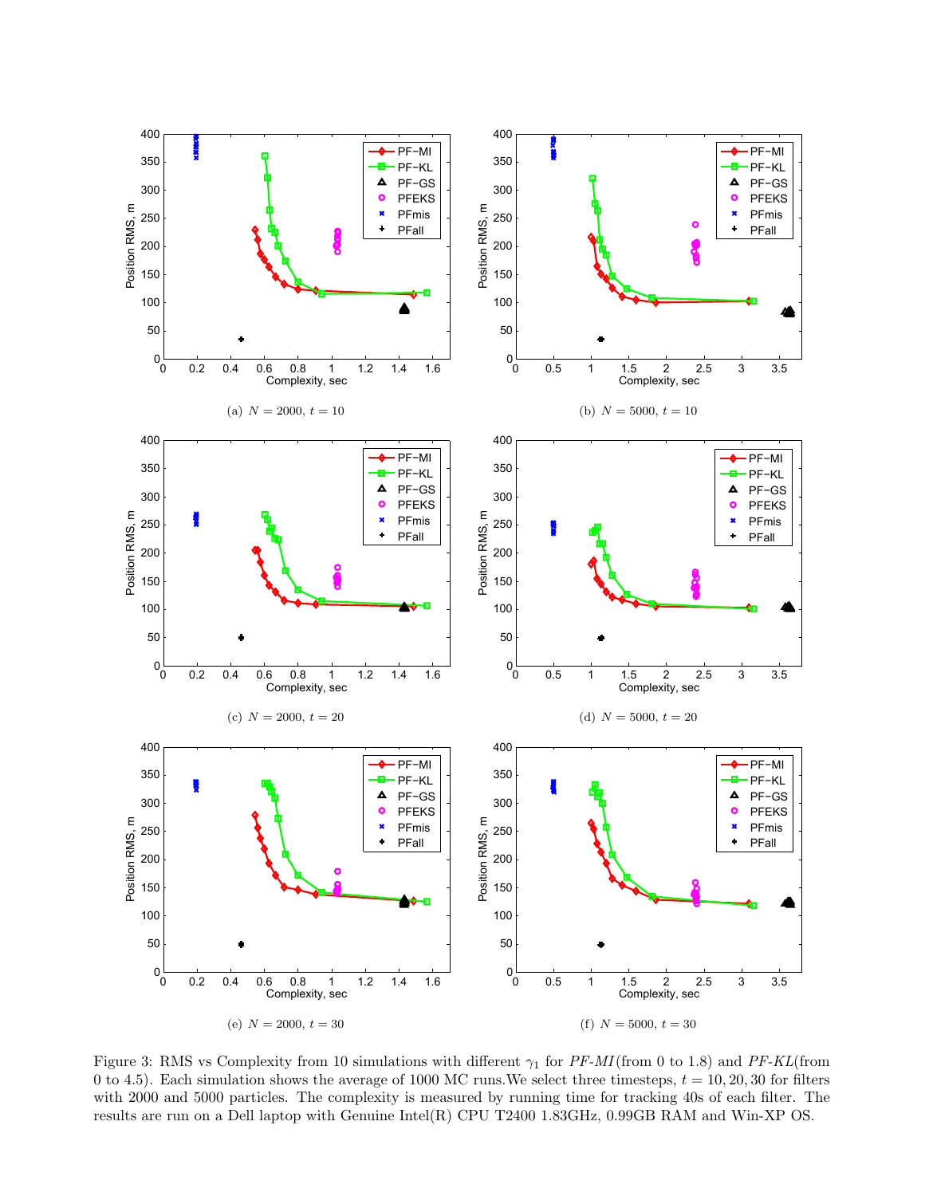400
350
300
250
200
150
100
50
0
Position RMS, m
0 0.2 0.4 0.6 0.8 1 1.2 1.4 1.6
Complexity, sec
PF−MI
PF−KL
PF−GS
PFEKS
PFmis
PFall

(a) $N = 2000$, $t = 10$

400
350
300
250
200
150
100
50
0
Position RMS, m
0 0.5 1 1.5 2 2.5 3 3.5
Complexity, sec
PF−MI
PF−KL
PF−GS
PFEKS
PFmis
PFall

(b) $N = 5000$, $t = 10$

400
350
300
250
200
150
100
50
0
Position RMS, m
0 0.2 0.4 0.6 0.8 1 1.2 1.4 1.6
Complexity, sec
PF−MI
PF−KL
PF−GS
PFEKS
PFmis
PFall

(c) $N = 2000$, $t = 20$

400
350
300
250
200
150
100
50
0
Position RMS, m
0 0.5 1 1.5 2 2.5 3 3.5
Complexity, sec
PF−MI
PF−KL
PF−GS
PFEKS
PFmis
PFall

(d) $N = 5000$, $t = 20$

400
350
300
250
200
150
100
50
0
Position RMS, m
0 0.2 0.4 0.6 0.8 1 1.2 1.4 1.6
Complexity, sec
PF−MI
PF−KL
PF−GS
PFEKS
PFmis
PFall

(e) $N = 2000$, $t = 30$

400
350
300
250
200
150
100
50
0
Position RMS, m
0 0.5 1 1.5 2 2.5 3 3.5
Complexity, sec
PF−MI
PF−KL
PF−GS
PFEKS
PFmis
PFall

(f) $N = 5000$, $t = 30$

Figure 3: RMS vs Complexity from 10 simulations with different $\gamma_1$ for *PF-MI*(from 0 to 1.8) and *PF-KL*(from 0 to 4.5). Each simulation shows the average of 1000 MC runs.We select three timesteps, $t = 10, 20, 30$ for filters with 2000 and 5000 particles. The complexity is measured by running time for tracking 40s of each filter. The results are run on a Dell laptop with Genuine Intel(R) CPU T2400 1.83GHz, 0.99GB RAM and Win-XP OS.